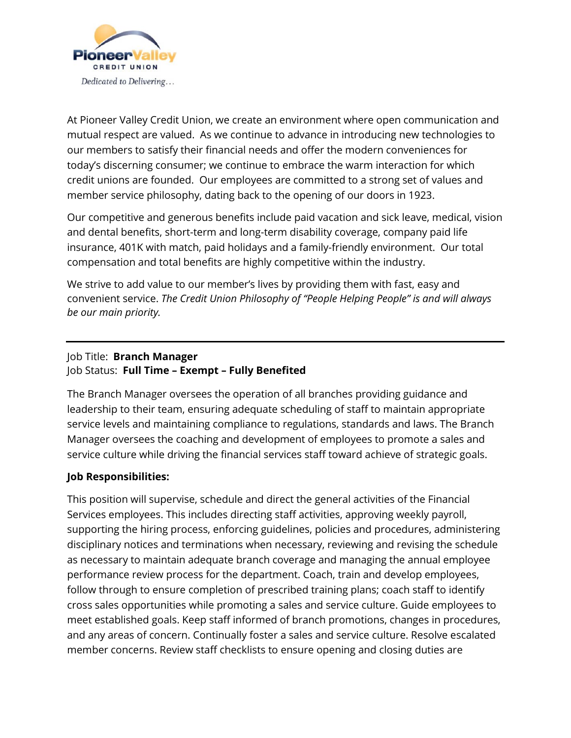**Pioneer Valley**
**CREDIT UNION**
*Dedicated to Delivering…*

At Pioneer Valley Credit Union, we create an environment where open communication and mutual respect are valued. As we continue to advance in introducing new technologies to our members to satisfy their financial needs and offer the modern conveniences for today's discerning consumer; we continue to embrace the warm interaction for which credit unions are founded. Our employees are committed to a strong set of values and member service philosophy, dating back to the opening of our doors in 1923.

Our competitive and generous benefits include paid vacation and sick leave, medical, vision and dental benefits, short-term and long-term disability coverage, company paid life insurance, 401K with match, paid holidays and a family-friendly environment. Our total compensation and total benefits are highly competitive within the industry.

We strive to add value to our member's lives by providing them with fast, easy and convenient service. *The Credit Union Philosophy of "People Helping People" is and will always be our main priority.*

---

Job Title: **Branch Manager**
Job Status: **Full Time – Exempt – Fully Benefited**

The Branch Manager oversees the operation of all branches providing guidance and leadership to their team, ensuring adequate scheduling of staff to maintain appropriate service levels and maintaining compliance to regulations, standards and laws. The Branch Manager oversees the coaching and development of employees to promote a sales and service culture while driving the financial services staff toward achieve of strategic goals.

**Job Responsibilities:**

This position will supervise, schedule and direct the general activities of the Financial Services employees. This includes directing staff activities, approving weekly payroll, supporting the hiring process, enforcing guidelines, policies and procedures, administering disciplinary notices and terminations when necessary, reviewing and revising the schedule as necessary to maintain adequate branch coverage and managing the annual employee performance review process for the department. Coach, train and develop employees, follow through to ensure completion of prescribed training plans; coach staff to identify cross sales opportunities while promoting a sales and service culture. Guide employees to meet established goals. Keep staff informed of branch promotions, changes in procedures, and any areas of concern. Continually foster a sales and service culture. Resolve escalated member concerns. Review staff checklists to ensure opening and closing duties are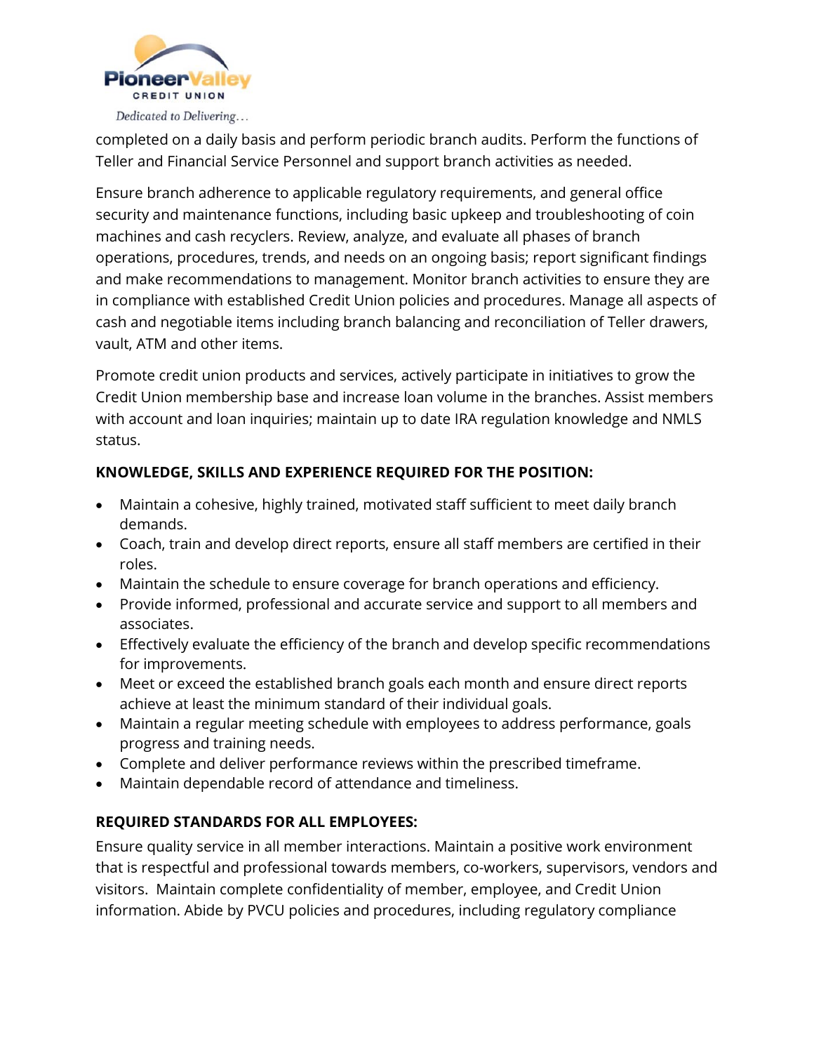completed on a daily basis and perform periodic branch audits. Perform the functions of Teller and Financial Service Personnel and support branch activities as needed.

Ensure branch adherence to applicable regulatory requirements, and general office security and maintenance functions, including basic upkeep and troubleshooting of coin machines and cash recyclers. Review, analyze, and evaluate all phases of branch operations, procedures, trends, and needs on an ongoing basis; report significant findings and make recommendations to management. Monitor branch activities to ensure they are in compliance with established Credit Union policies and procedures. Manage all aspects of cash and negotiable items including branch balancing and reconciliation of Teller drawers, vault, ATM and other items.

Promote credit union products and services, actively participate in initiatives to grow the Credit Union membership base and increase loan volume in the branches. Assist members with account and loan inquiries; maintain up to date IRA regulation knowledge and NMLS status.

**KNOWLEDGE, SKILLS AND EXPERIENCE REQUIRED FOR THE POSITION:**

- Maintain a cohesive, highly trained, motivated staff sufficient to meet daily branch demands.
- Coach, train and develop direct reports, ensure all staff members are certified in their roles.
- Maintain the schedule to ensure coverage for branch operations and efficiency.
- Provide informed, professional and accurate service and support to all members and associates.
- Effectively evaluate the efficiency of the branch and develop specific recommendations for improvements.
- Meet or exceed the established branch goals each month and ensure direct reports achieve at least the minimum standard of their individual goals.
- Maintain a regular meeting schedule with employees to address performance, goals progress and training needs.
- Complete and deliver performance reviews within the prescribed timeframe.
- Maintain dependable record of attendance and timeliness.

**REQUIRED STANDARDS FOR ALL EMPLOYEES:**

Ensure quality service in all member interactions. Maintain a positive work environment that is respectful and professional towards members, co-workers, supervisors, vendors and visitors. Maintain complete confidentiality of member, employee, and Credit Union information. Abide by PVCU policies and procedures, including regulatory compliance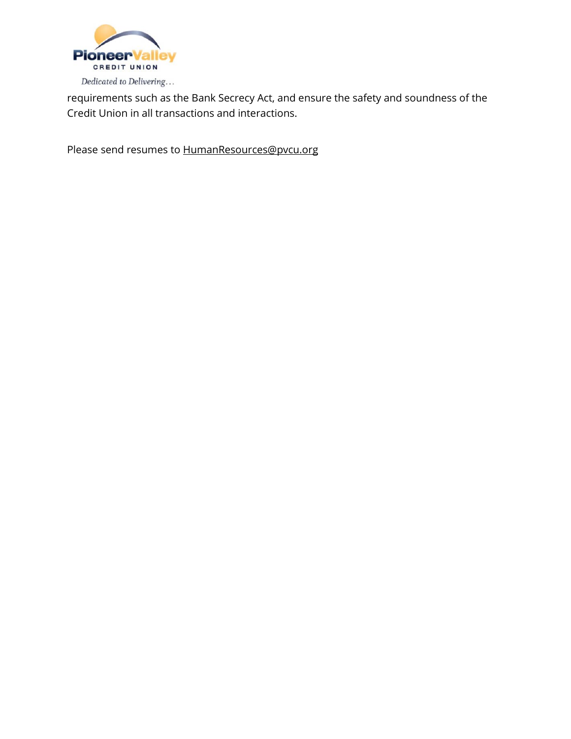requirements such as the Bank Secrecy Act, and ensure the safety and soundness of the Credit Union in all transactions and interactions.

Please send resumes to HumanResources@pvcu.org